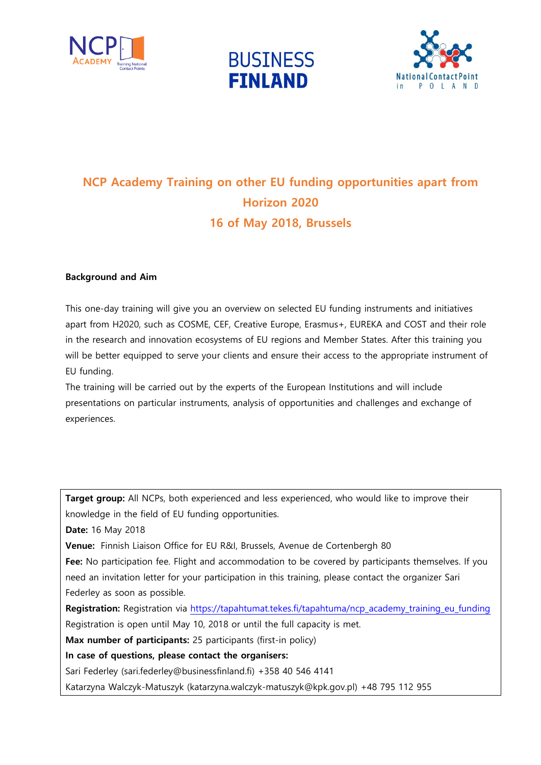# NCP Academy Training on other EU funding opportunities apart from Horizon 2020

## 16 of May 2018, Brussels

**Background and Aim**

This one-day training will give you an overview on selected EU funding instruments and initiatives apart from H2020, such as COSME, CEF, Creative Europe, Erasmus+, EUREKA and COST and their role in the research and innovation ecosystems of EU regions and Member States. After this training you will be better equipped to serve your clients and ensure their access to the appropriate instrument of EU funding.

The training will be carried out by the experts of the European Institutions and will include presentations on particular instruments, analysis of opportunities and challenges and exchange of experiences.

**Target group:** All NCPs, both experienced and less experienced, who would like to improve their knowledge in the field of EU funding opportunities.

**Date:** 16 May 2018

**Venue:** Finnish Liaison Office for EU R&I, Brussels, Avenue de Cortenbergh 80

**Fee:** No participation fee. Flight and accommodation to be covered by participants themselves. If you need an invitation letter for your participation in this training, please contact the organizer Sari Federley as soon as possible.

**Registration:** Registration via https://tapahtumat.tekes.fi/tapahtuma/ncp_academy_training_eu_funding

Registration is open until May 10, 2018 or until the full capacity is met.

**Max number of participants:** 25 participants (first-in policy)

**In case of questions, please contact the organisers:**

Sari Federley (sari.federley@businessfinland.fi) +358 40 546 4141

Katarzyna Walczyk-Matuszyk (katarzyna.walczyk-matuszyk@kpk.gov.pl) +48 795 112 955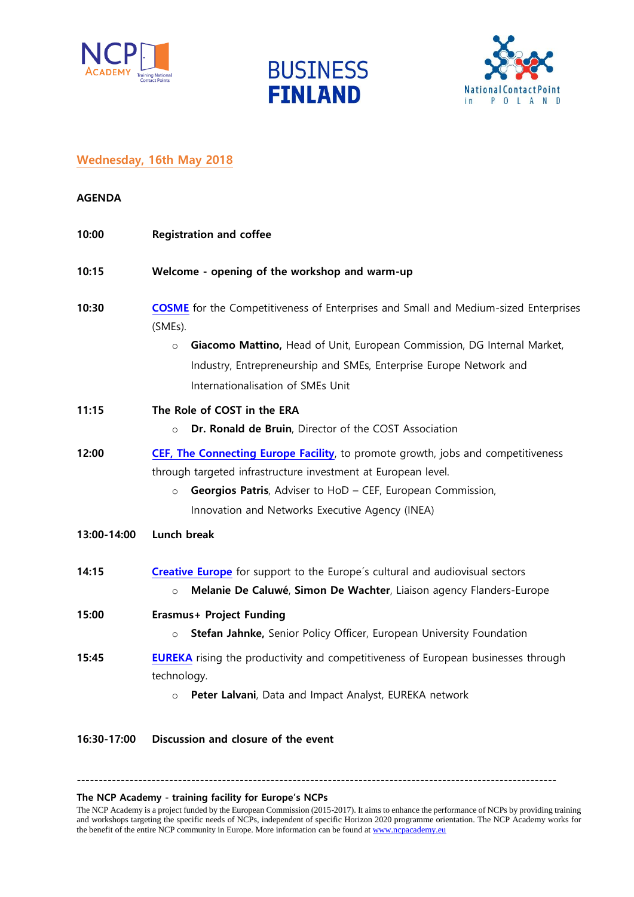**Wednesday, 16th May 2018**

**AGENDA**

**10:00** **Registration and coffee**

**10:15** **Welcome - opening of the workshop and warm-up**

**10:30** **COSME** for the Competitiveness of Enterprises and Small and Medium-sized Enterprises (SMEs).

- **Giacomo Mattino,** Head of Unit, European Commission, DG Internal Market, Industry, Entrepreneurship and SMEs, Enterprise Europe Network and Internationalisation of SMEs Unit

**11:15** **The Role of COST in the ERA**

- **Dr. Ronald de Bruin**, Director of the COST Association

**12:00** **CEF, The Connecting Europe Facility**, to promote growth, jobs and competitiveness through targeted infrastructure investment at European level.

- **Georgios Patris**, Adviser to HoD – CEF, European Commission, Innovation and Networks Executive Agency (INEA)

**13:00-14:00** **Lunch break**

**14:15** **Creative Europe** for support to the Europe´s cultural and audiovisual sectors

- **Melanie De Caluwé**, **Simon De Wachter**, Liaison agency Flanders-Europe

**15:00** **Erasmus+ Project Funding**

- **Stefan Jahnke,** Senior Policy Officer, European University Foundation

**15:45** **EUREKA** rising the productivity and competitiveness of European businesses through technology.

- **Peter Lalvani**, Data and Impact Analyst, EUREKA network

**16:30-17:00** **Discussion and closure of the event**

---

**The NCP Academy - training facility for Europe's NCPs**

The NCP Academy is a project funded by the European Commission (2015-2017). It aims to enhance the performance of NCPs by providing training and workshops targeting the specific needs of NCPs, independent of specific Horizon 2020 programme orientation. The NCP Academy works for the benefit of the entire NCP community in Europe. More information can be found at www.ncpacademy.eu